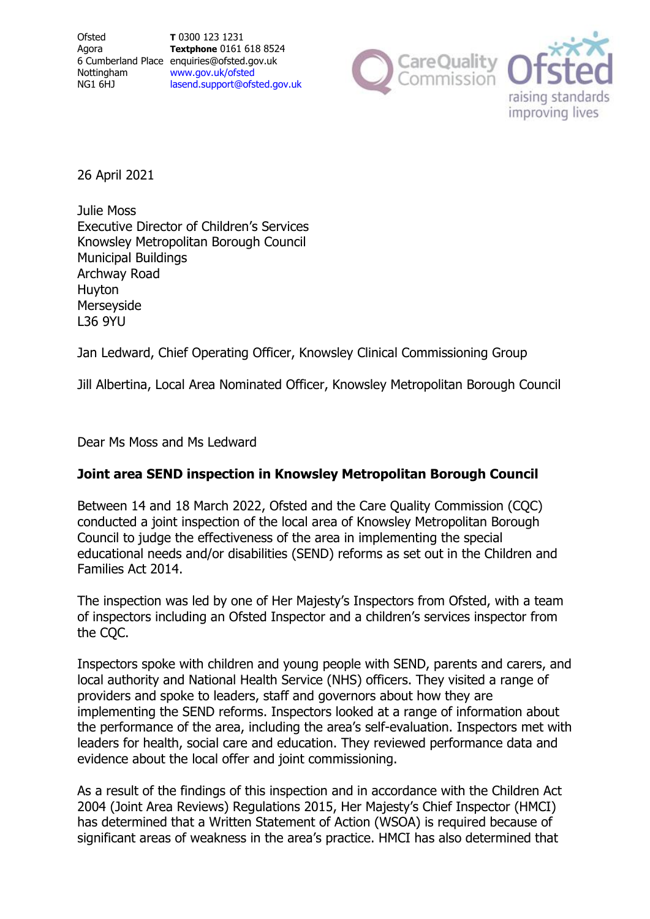Ofsted
Agora
6 Cumberland Place
Nottingham
NG1 6HJ

**T** 0300 123 1231
**Textphone** 0161 618 8524
enquiries@ofsted.gov.uk
www.gov.uk/ofsted
lasend.support@ofsted.gov.uk

26 April 2021

Julie Moss
Executive Director of Children's Services
Knowsley Metropolitan Borough Council
Municipal Buildings
Archway Road
Huyton
Merseyside
L36 9YU

Jan Ledward, Chief Operating Officer, Knowsley Clinical Commissioning Group

Jill Albertina, Local Area Nominated Officer, Knowsley Metropolitan Borough Council

Dear Ms Moss and Ms Ledward

**Joint area SEND inspection in Knowsley Metropolitan Borough Council**

Between 14 and 18 March 2022, Ofsted and the Care Quality Commission (CQC) conducted a joint inspection of the local area of Knowsley Metropolitan Borough Council to judge the effectiveness of the area in implementing the special educational needs and/or disabilities (SEND) reforms as set out in the Children and Families Act 2014.

The inspection was led by one of Her Majesty's Inspectors from Ofsted, with a team of inspectors including an Ofsted Inspector and a children's services inspector from the CQC.

Inspectors spoke with children and young people with SEND, parents and carers, and local authority and National Health Service (NHS) officers. They visited a range of providers and spoke to leaders, staff and governors about how they are implementing the SEND reforms. Inspectors looked at a range of information about the performance of the area, including the area's self-evaluation. Inspectors met with leaders for health, social care and education. They reviewed performance data and evidence about the local offer and joint commissioning.

As a result of the findings of this inspection and in accordance with the Children Act 2004 (Joint Area Reviews) Regulations 2015, Her Majesty's Chief Inspector (HMCI) has determined that a Written Statement of Action (WSOA) is required because of significant areas of weakness in the area's practice. HMCI has also determined that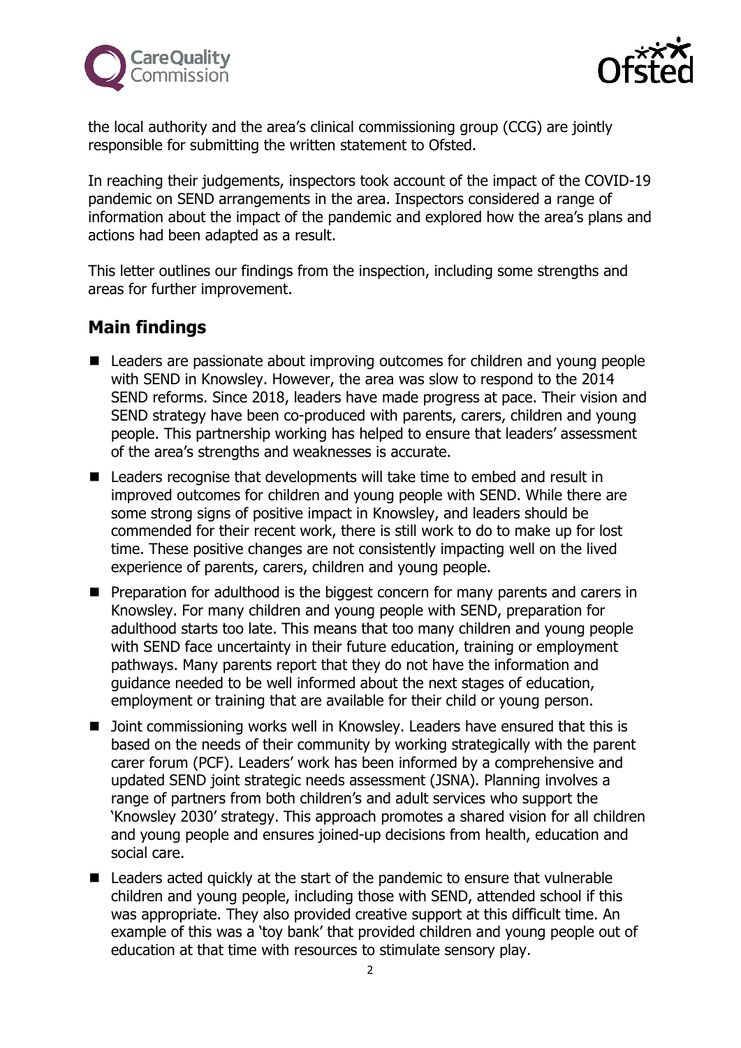the local authority and the area's clinical commissioning group (CCG) are jointly responsible for submitting the written statement to Ofsted.

In reaching their judgements, inspectors took account of the impact of the COVID-19 pandemic on SEND arrangements in the area. Inspectors considered a range of information about the impact of the pandemic and explored how the area's plans and actions had been adapted as a result.

This letter outlines our findings from the inspection, including some strengths and areas for further improvement.

## Main findings

- Leaders are passionate about improving outcomes for children and young people with SEND in Knowsley. However, the area was slow to respond to the 2014 SEND reforms. Since 2018, leaders have made progress at pace. Their vision and SEND strategy have been co-produced with parents, carers, children and young people. This partnership working has helped to ensure that leaders' assessment of the area's strengths and weaknesses is accurate.
- Leaders recognise that developments will take time to embed and result in improved outcomes for children and young people with SEND. While there are some strong signs of positive impact in Knowsley, and leaders should be commended for their recent work, there is still work to do to make up for lost time. These positive changes are not consistently impacting well on the lived experience of parents, carers, children and young people.
- Preparation for adulthood is the biggest concern for many parents and carers in Knowsley. For many children and young people with SEND, preparation for adulthood starts too late. This means that too many children and young people with SEND face uncertainty in their future education, training or employment pathways. Many parents report that they do not have the information and guidance needed to be well informed about the next stages of education, employment or training that are available for their child or young person.
- Joint commissioning works well in Knowsley. Leaders have ensured that this is based on the needs of their community by working strategically with the parent carer forum (PCF). Leaders' work has been informed by a comprehensive and updated SEND joint strategic needs assessment (JSNA). Planning involves a range of partners from both children's and adult services who support the 'Knowsley 2030' strategy. This approach promotes a shared vision for all children and young people and ensures joined-up decisions from health, education and social care.
- Leaders acted quickly at the start of the pandemic to ensure that vulnerable children and young people, including those with SEND, attended school if this was appropriate. They also provided creative support at this difficult time. An example of this was a 'toy bank' that provided children and young people out of education at that time with resources to stimulate sensory play.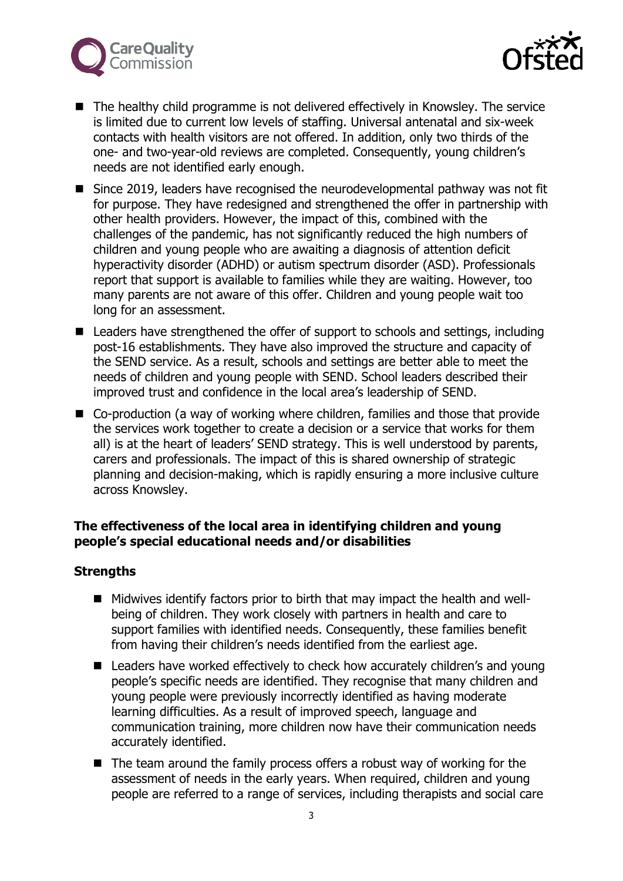- The healthy child programme is not delivered effectively in Knowsley. The service is limited due to current low levels of staffing. Universal antenatal and six-week contacts with health visitors are not offered. In addition, only two thirds of the one- and two-year-old reviews are completed. Consequently, young children's needs are not identified early enough.
- Since 2019, leaders have recognised the neurodevelopmental pathway was not fit for purpose. They have redesigned and strengthened the offer in partnership with other health providers. However, the impact of this, combined with the challenges of the pandemic, has not significantly reduced the high numbers of children and young people who are awaiting a diagnosis of attention deficit hyperactivity disorder (ADHD) or autism spectrum disorder (ASD). Professionals report that support is available to families while they are waiting. However, too many parents are not aware of this offer. Children and young people wait too long for an assessment.
- Leaders have strengthened the offer of support to schools and settings, including post-16 establishments. They have also improved the structure and capacity of the SEND service. As a result, schools and settings are better able to meet the needs of children and young people with SEND. School leaders described their improved trust and confidence in the local area's leadership of SEND.
- Co-production (a way of working where children, families and those that provide the services work together to create a decision or a service that works for them all) is at the heart of leaders' SEND strategy. This is well understood by parents, carers and professionals. The impact of this is shared ownership of strategic planning and decision-making, which is rapidly ensuring a more inclusive culture across Knowsley.

## The effectiveness of the local area in identifying children and young people's special educational needs and/or disabilities

### Strengths

- Midwives identify factors prior to birth that may impact the health and well-being of children. They work closely with partners in health and care to support families with identified needs. Consequently, these families benefit from having their children's needs identified from the earliest age.
- Leaders have worked effectively to check how accurately children's and young people's specific needs are identified. They recognise that many children and young people were previously incorrectly identified as having moderate learning difficulties. As a result of improved speech, language and communication training, more children now have their communication needs accurately identified.
- The team around the family process offers a robust way of working for the assessment of needs in the early years. When required, children and young people are referred to a range of services, including therapists and social care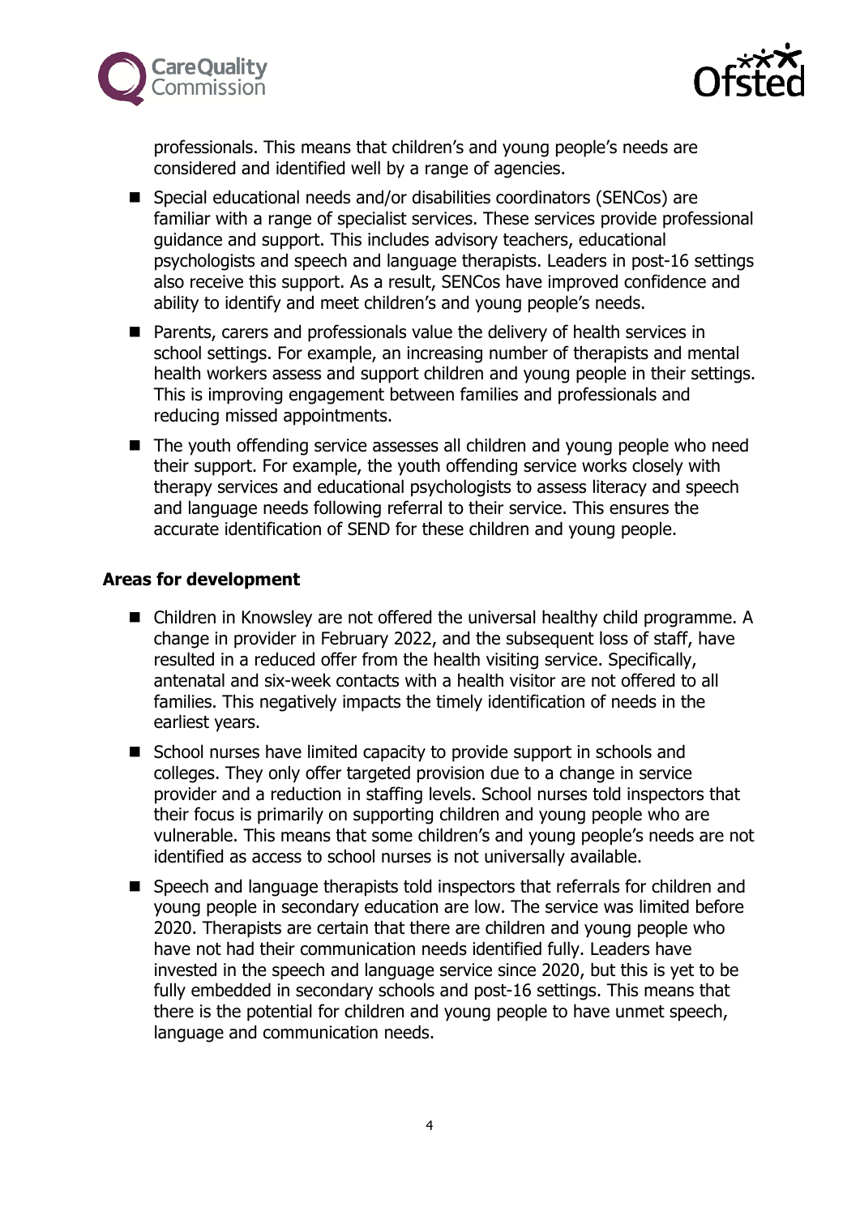professionals. This means that children's and young people's needs are considered and identified well by a range of agencies.

- Special educational needs and/or disabilities coordinators (SENCos) are familiar with a range of specialist services. These services provide professional guidance and support. This includes advisory teachers, educational psychologists and speech and language therapists. Leaders in post-16 settings also receive this support. As a result, SENCos have improved confidence and ability to identify and meet children's and young people's needs.
- Parents, carers and professionals value the delivery of health services in school settings. For example, an increasing number of therapists and mental health workers assess and support children and young people in their settings. This is improving engagement between families and professionals and reducing missed appointments.
- The youth offending service assesses all children and young people who need their support. For example, the youth offending service works closely with therapy services and educational psychologists to assess literacy and speech and language needs following referral to their service. This ensures the accurate identification of SEND for these children and young people.

**Areas for development**

- Children in Knowsley are not offered the universal healthy child programme. A change in provider in February 2022, and the subsequent loss of staff, have resulted in a reduced offer from the health visiting service. Specifically, antenatal and six-week contacts with a health visitor are not offered to all families. This negatively impacts the timely identification of needs in the earliest years.
- School nurses have limited capacity to provide support in schools and colleges. They only offer targeted provision due to a change in service provider and a reduction in staffing levels. School nurses told inspectors that their focus is primarily on supporting children and young people who are vulnerable. This means that some children's and young people's needs are not identified as access to school nurses is not universally available.
- Speech and language therapists told inspectors that referrals for children and young people in secondary education are low. The service was limited before 2020. Therapists are certain that there are children and young people who have not had their communication needs identified fully. Leaders have invested in the speech and language service since 2020, but this is yet to be fully embedded in secondary schools and post-16 settings. This means that there is the potential for children and young people to have unmet speech, language and communication needs.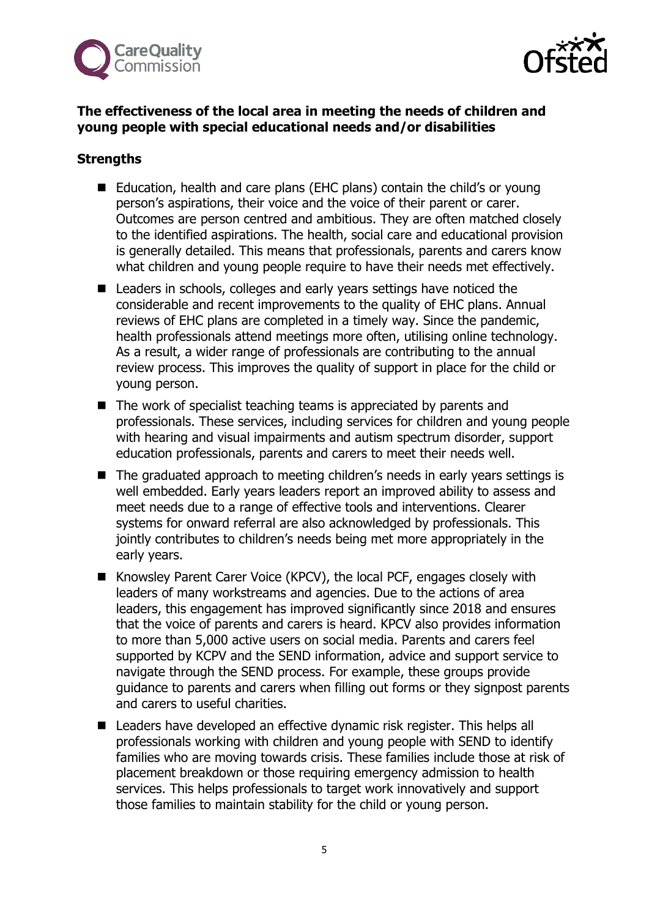**The effectiveness of the local area in meeting the needs of children and young people with special educational needs and/or disabilities**

**Strengths**

- Education, health and care plans (EHC plans) contain the child's or young person's aspirations, their voice and the voice of their parent or carer. Outcomes are person centred and ambitious. They are often matched closely to the identified aspirations. The health, social care and educational provision is generally detailed. This means that professionals, parents and carers know what children and young people require to have their needs met effectively.
- Leaders in schools, colleges and early years settings have noticed the considerable and recent improvements to the quality of EHC plans. Annual reviews of EHC plans are completed in a timely way. Since the pandemic, health professionals attend meetings more often, utilising online technology. As a result, a wider range of professionals are contributing to the annual review process. This improves the quality of support in place for the child or young person.
- The work of specialist teaching teams is appreciated by parents and professionals. These services, including services for children and young people with hearing and visual impairments and autism spectrum disorder, support education professionals, parents and carers to meet their needs well.
- The graduated approach to meeting children's needs in early years settings is well embedded. Early years leaders report an improved ability to assess and meet needs due to a range of effective tools and interventions. Clearer systems for onward referral are also acknowledged by professionals. This jointly contributes to children's needs being met more appropriately in the early years.
- Knowsley Parent Carer Voice (KPCV), the local PCF, engages closely with leaders of many workstreams and agencies. Due to the actions of area leaders, this engagement has improved significantly since 2018 and ensures that the voice of parents and carers is heard. KPCV also provides information to more than 5,000 active users on social media. Parents and carers feel supported by KCPV and the SEND information, advice and support service to navigate through the SEND process. For example, these groups provide guidance to parents and carers when filling out forms or they signpost parents and carers to useful charities.
- Leaders have developed an effective dynamic risk register. This helps all professionals working with children and young people with SEND to identify families who are moving towards crisis. These families include those at risk of placement breakdown or those requiring emergency admission to health services. This helps professionals to target work innovatively and support those families to maintain stability for the child or young person.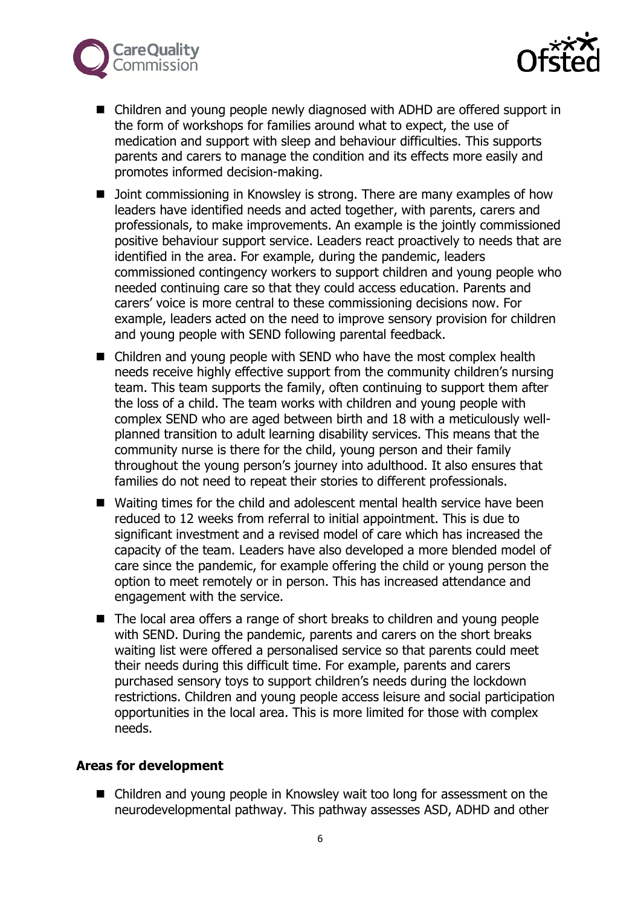- Children and young people newly diagnosed with ADHD are offered support in the form of workshops for families around what to expect, the use of medication and support with sleep and behaviour difficulties. This supports parents and carers to manage the condition and its effects more easily and promotes informed decision-making.
- Joint commissioning in Knowsley is strong. There are many examples of how leaders have identified needs and acted together, with parents, carers and professionals, to make improvements. An example is the jointly commissioned positive behaviour support service. Leaders react proactively to needs that are identified in the area. For example, during the pandemic, leaders commissioned contingency workers to support children and young people who needed continuing care so that they could access education. Parents and carers' voice is more central to these commissioning decisions now. For example, leaders acted on the need to improve sensory provision for children and young people with SEND following parental feedback.
- Children and young people with SEND who have the most complex health needs receive highly effective support from the community children's nursing team. This team supports the family, often continuing to support them after the loss of a child. The team works with children and young people with complex SEND who are aged between birth and 18 with a meticulously well-planned transition to adult learning disability services. This means that the community nurse is there for the child, young person and their family throughout the young person's journey into adulthood. It also ensures that families do not need to repeat their stories to different professionals.
- Waiting times for the child and adolescent mental health service have been reduced to 12 weeks from referral to initial appointment. This is due to significant investment and a revised model of care which has increased the capacity of the team. Leaders have also developed a more blended model of care since the pandemic, for example offering the child or young person the option to meet remotely or in person. This has increased attendance and engagement with the service.
- The local area offers a range of short breaks to children and young people with SEND. During the pandemic, parents and carers on the short breaks waiting list were offered a personalised service so that parents could meet their needs during this difficult time. For example, parents and carers purchased sensory toys to support children's needs during the lockdown restrictions. Children and young people access leisure and social participation opportunities in the local area. This is more limited for those with complex needs.

**Areas for development**

- Children and young people in Knowsley wait too long for assessment on the neurodevelopmental pathway. This pathway assesses ASD, ADHD and other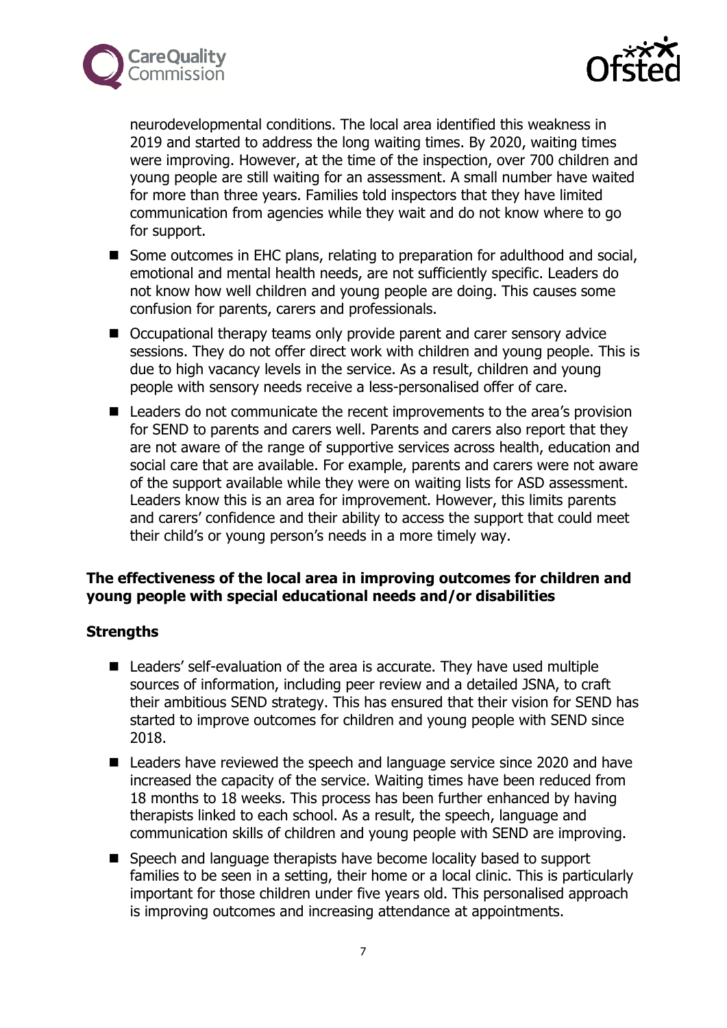neurodevelopmental conditions. The local area identified this weakness in 2019 and started to address the long waiting times. By 2020, waiting times were improving. However, at the time of the inspection, over 700 children and young people are still waiting for an assessment. A small number have waited for more than three years. Families told inspectors that they have limited communication from agencies while they wait and do not know where to go for support.

- Some outcomes in EHC plans, relating to preparation for adulthood and social, emotional and mental health needs, are not sufficiently specific. Leaders do not know how well children and young people are doing. This causes some confusion for parents, carers and professionals.
- Occupational therapy teams only provide parent and carer sensory advice sessions. They do not offer direct work with children and young people. This is due to high vacancy levels in the service. As a result, children and young people with sensory needs receive a less-personalised offer of care.
- Leaders do not communicate the recent improvements to the area's provision for SEND to parents and carers well. Parents and carers also report that they are not aware of the range of supportive services across health, education and social care that are available. For example, parents and carers were not aware of the support available while they were on waiting lists for ASD assessment. Leaders know this is an area for improvement. However, this limits parents and carers' confidence and their ability to access the support that could meet their child's or young person's needs in a more timely way.

**The effectiveness of the local area in improving outcomes for children and young people with special educational needs and/or disabilities**

**Strengths**

- Leaders' self-evaluation of the area is accurate. They have used multiple sources of information, including peer review and a detailed JSNA, to craft their ambitious SEND strategy. This has ensured that their vision for SEND has started to improve outcomes for children and young people with SEND since 2018.
- Leaders have reviewed the speech and language service since 2020 and have increased the capacity of the service. Waiting times have been reduced from 18 months to 18 weeks. This process has been further enhanced by having therapists linked to each school. As a result, the speech, language and communication skills of children and young people with SEND are improving.
- Speech and language therapists have become locality based to support families to be seen in a setting, their home or a local clinic. This is particularly important for those children under five years old. This personalised approach is improving outcomes and increasing attendance at appointments.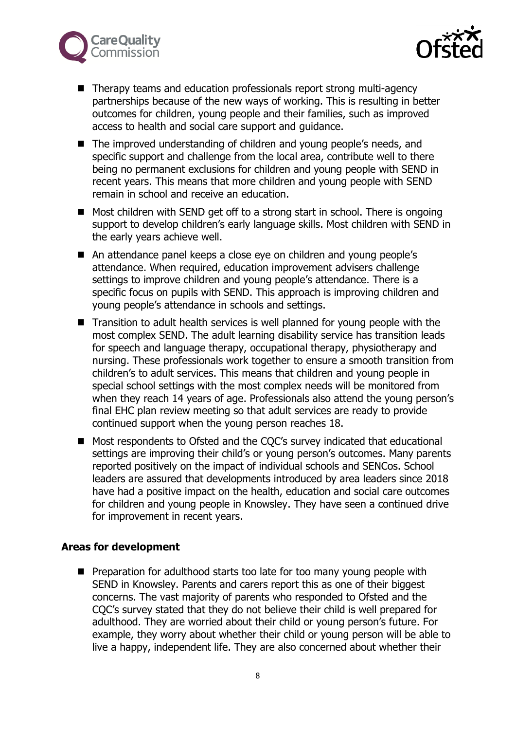- Therapy teams and education professionals report strong multi-agency partnerships because of the new ways of working. This is resulting in better outcomes for children, young people and their families, such as improved access to health and social care support and guidance.
- The improved understanding of children and young people's needs, and specific support and challenge from the local area, contribute well to there being no permanent exclusions for children and young people with SEND in recent years. This means that more children and young people with SEND remain in school and receive an education.
- Most children with SEND get off to a strong start in school. There is ongoing support to develop children's early language skills. Most children with SEND in the early years achieve well.
- An attendance panel keeps a close eye on children and young people's attendance. When required, education improvement advisers challenge settings to improve children and young people's attendance. There is a specific focus on pupils with SEND. This approach is improving children and young people's attendance in schools and settings.
- Transition to adult health services is well planned for young people with the most complex SEND. The adult learning disability service has transition leads for speech and language therapy, occupational therapy, physiotherapy and nursing. These professionals work together to ensure a smooth transition from children's to adult services. This means that children and young people in special school settings with the most complex needs will be monitored from when they reach 14 years of age. Professionals also attend the young person's final EHC plan review meeting so that adult services are ready to provide continued support when the young person reaches 18.
- Most respondents to Ofsted and the CQC's survey indicated that educational settings are improving their child's or young person's outcomes. Many parents reported positively on the impact of individual schools and SENCos. School leaders are assured that developments introduced by area leaders since 2018 have had a positive impact on the health, education and social care outcomes for children and young people in Knowsley. They have seen a continued drive for improvement in recent years.

**Areas for development**

- Preparation for adulthood starts too late for too many young people with SEND in Knowsley. Parents and carers report this as one of their biggest concerns. The vast majority of parents who responded to Ofsted and the CQC's survey stated that they do not believe their child is well prepared for adulthood. They are worried about their child or young person's future. For example, they worry about whether their child or young person will be able to live a happy, independent life. They are also concerned about whether their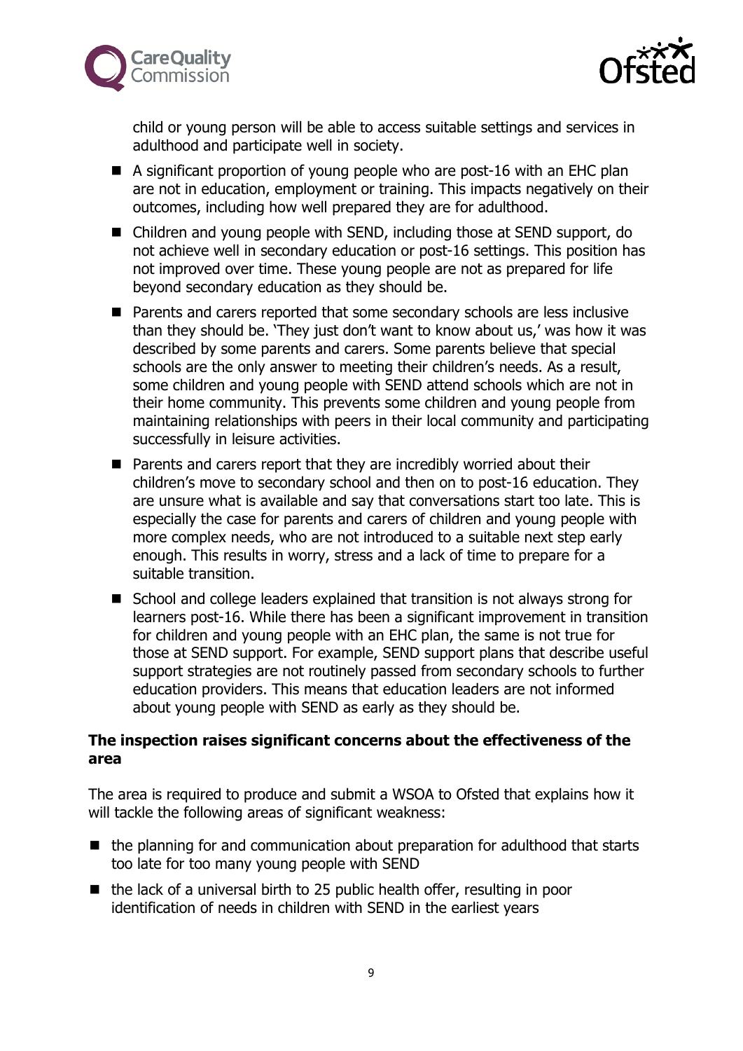child or young person will be able to access suitable settings and services in adulthood and participate well in society.

- A significant proportion of young people who are post-16 with an EHC plan are not in education, employment or training. This impacts negatively on their outcomes, including how well prepared they are for adulthood.
- Children and young people with SEND, including those at SEND support, do not achieve well in secondary education or post-16 settings. This position has not improved over time. These young people are not as prepared for life beyond secondary education as they should be.
- Parents and carers reported that some secondary schools are less inclusive than they should be. 'They just don't want to know about us,' was how it was described by some parents and carers. Some parents believe that special schools are the only answer to meeting their children's needs. As a result, some children and young people with SEND attend schools which are not in their home community. This prevents some children and young people from maintaining relationships with peers in their local community and participating successfully in leisure activities.
- Parents and carers report that they are incredibly worried about their children's move to secondary school and then on to post-16 education. They are unsure what is available and say that conversations start too late. This is especially the case for parents and carers of children and young people with more complex needs, who are not introduced to a suitable next step early enough. This results in worry, stress and a lack of time to prepare for a suitable transition.
- School and college leaders explained that transition is not always strong for learners post-16. While there has been a significant improvement in transition for children and young people with an EHC plan, the same is not true for those at SEND support. For example, SEND support plans that describe useful support strategies are not routinely passed from secondary schools to further education providers. This means that education leaders are not informed about young people with SEND as early as they should be.

**The inspection raises significant concerns about the effectiveness of the area**

The area is required to produce and submit a WSOA to Ofsted that explains how it will tackle the following areas of significant weakness:

- the planning for and communication about preparation for adulthood that starts too late for too many young people with SEND
- the lack of a universal birth to 25 public health offer, resulting in poor identification of needs in children with SEND in the earliest years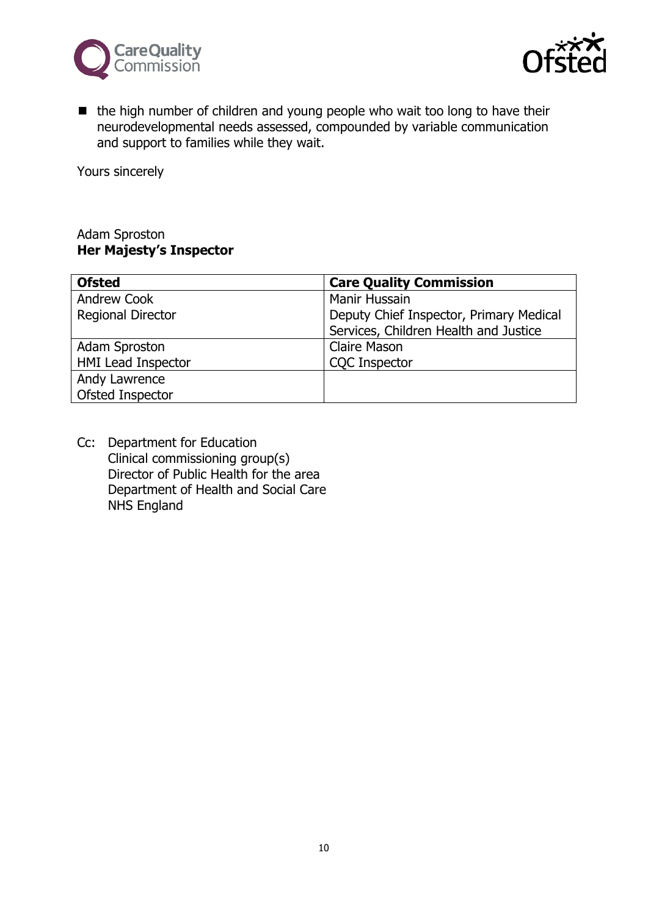- the high number of children and young people who wait too long to have their neurodevelopmental needs assessed, compounded by variable communication and support to families while they wait.

Yours sincerely

Adam Sproston
**Her Majesty's Inspector**

| **Ofsted** | **Care Quality Commission** |
|---|---|
| Andrew Cook<br>Regional Director | Manir Hussain<br>Deputy Chief Inspector, Primary Medical Services, Children Health and Justice |
| Adam Sproston<br>HMI Lead Inspector | Claire Mason<br>CQC Inspector |
| Andy Lawrence<br>Ofsted Inspector | |

Cc: Department for Education
Clinical commissioning group(s)
Director of Public Health for the area
Department of Health and Social Care
NHS England